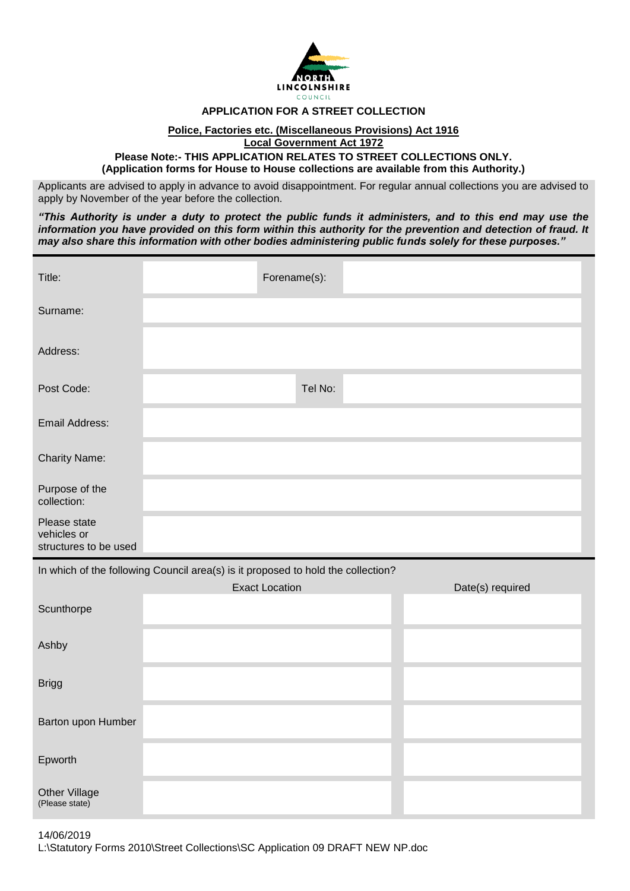NORTH LINCOLNSHIRE COUNCIL

# APPLICATION FOR A STREET COLLECTION

**Police, Factories etc. (Miscellaneous Provisions) Act 1916**
**Local Government Act 1972**

**Please Note:- THIS APPLICATION RELATES TO STREET COLLECTIONS ONLY.**
**(Application forms for House to House collections are available from this Authority.)**

Applicants are advised to apply in advance to avoid disappointment. For regular annual collections you are advised to apply by November of the year before the collection.

***"This Authority is under a duty to protect the public funds it administers, and to this end may use the information you have provided on this form within this authority for the prevention and detection of fraud. It may also share this information with other bodies administering public funds solely for these purposes."***

| Title: | | Forename(s): | |
|---|---|---|---|
| Surname: | | | |
| Address: | | | |
| Post Code: | | Tel No: | |
| Email Address: | | | |
| Charity Name: | | | |
| Purpose of the collection: | | | |
| Please state vehicles or structures to be used | | | |

In which of the following Council area(s) is it proposed to hold the collection?

| | Exact Location | Date(s) required |
|---|---|---|
| Scunthorpe | | |
| Ashby | | |
| Brigg | | |
| Barton upon Humber | | |
| Epworth | | |
| Other Village (Please state) | | |

14/06/2019
L:\Statutory Forms 2010\Street Collections\SC Application 09 DRAFT NEW NP.doc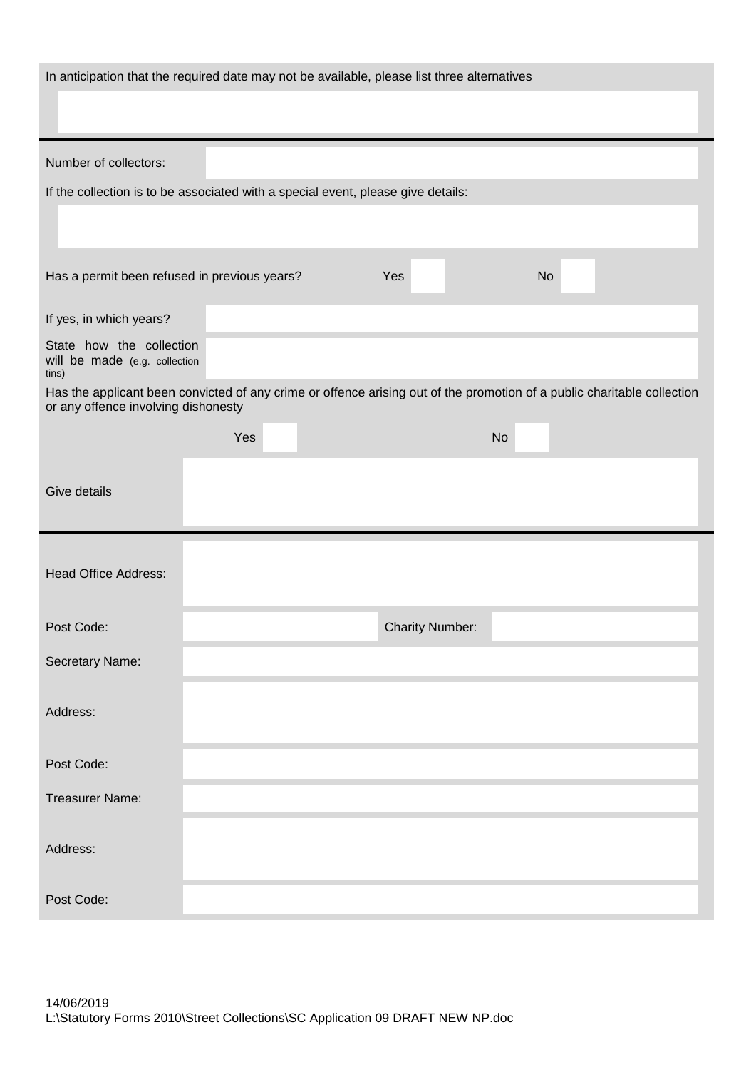In anticipation that the required date may not be available, please list three alternatives

| | |
|---|---|
| | |

---

| Number of collectors: | |
|---|---|

If the collection is to be associated with a special event, please give details:

| | |
|---|---|
| | |

Has a permit been refused in previous years? Yes ☐ No ☐

| If yes, in which years? | |
|---|---|
| State how the collection will be made (e.g. collection tins) | |

Has the applicant been convicted of any crime or offence arising out of the promotion of a public charitable collection or any offence involving dishonesty

Yes ☐ No ☐

| Give details | |
|---|---|

---

| Head Office Address: | | | |
|---|---|---|---|
| Post Code: | | Charity Number: | |
| Secretary Name: | | | |
| Address: | | | |
| Post Code: | | | |
| Treasurer Name: | | | |
| Address: | | | |
| Post Code: | | | |

14/06/2019
L:\Statutory Forms 2010\Street Collections\SC Application 09 DRAFT NEW NP.doc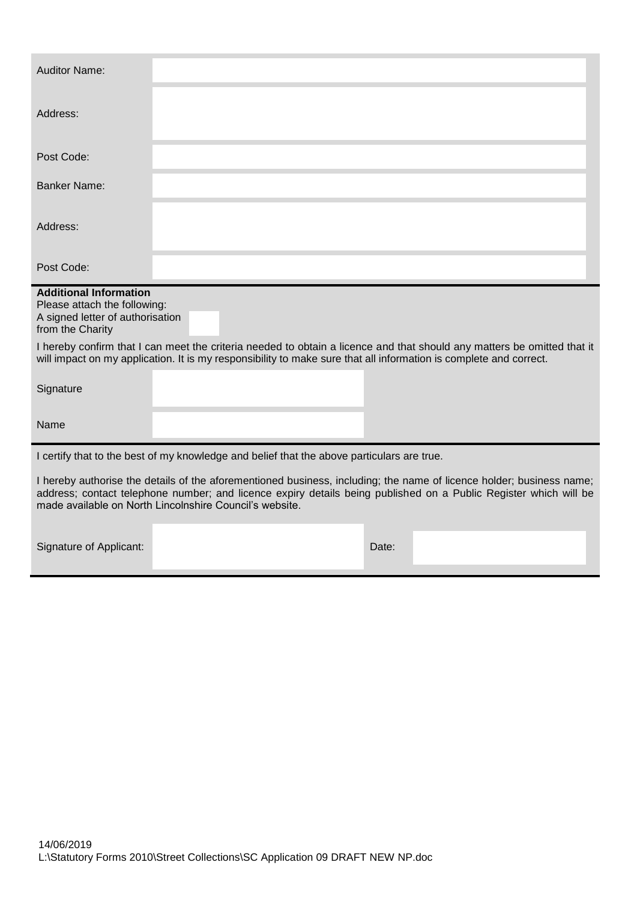| | |
|---|---|
| Auditor Name: | |
| Address: | |
| Post Code: | |
| Banker Name: | |
| Address: | |
| Post Code: | |

**Additional Information**
Please attach the following:
A signed letter of authorisation from the Charity

I hereby confirm that I can meet the criteria needed to obtain a licence and that should any matters be omitted that it will impact on my application. It is my responsibility to make sure that all information is complete and correct.

| | |
|---|---|
| Signature | |
| Name | |

I certify that to the best of my knowledge and belief that the above particulars are true.

I hereby authorise the details of the aforementioned business, including; the name of licence holder; business name; address; contact telephone number; and licence expiry details being published on a Public Register which will be made available on North Lincolnshire Council's website.

| | | | |
|---|---|---|---|
| Signature of Applicant: | | Date: | |

14/06/2019
L:\Statutory Forms 2010\Street Collections\SC Application 09 DRAFT NEW NP.doc